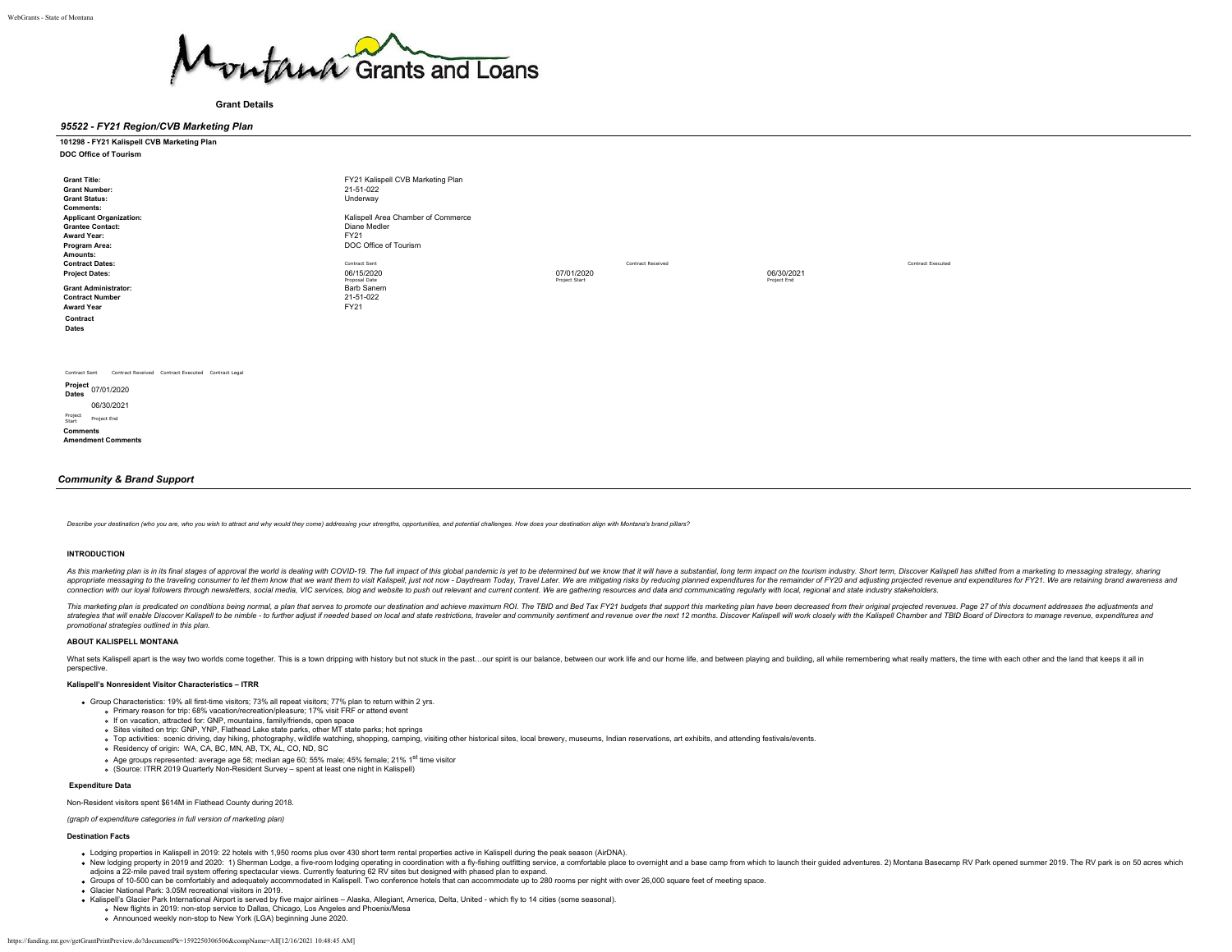Montana Grants and Loans

**Grant Details**

## *95522 - FY21 Region/CVB Marketing Plan*

**101298 - FY21 Kalispell CVB Marketing Plan**

**DOC Office of Tourism**

| | | | | |
|---|---|---|---|---|
| **Grant Title:** | FY21 Kalispell CVB Marketing Plan | | | |
| **Grant Number:** | 21-51-022 | | | |
| **Grant Status:** | Underway | | | |
| **Comments:** | | | | |
| **Applicant Organization:** | Kalispell Area Chamber of Commerce | | | |
| **Grantee Contact:** | Diane Medler | | | |
| **Award Year:** | FY21 | | | |
| **Program Area:** | DOC Office of Tourism | | | |
| **Amounts:** | | | | |
| **Contract Dates:** | Contract Sent | Contract Received | | Contract Executed |
| **Project Dates:** | 06/15/2020 Proposal Date | 07/01/2020 Project Start | 06/30/2021 Project End | |
| **Grant Administrator:** | Barb Sanem | | | |
| **Contract Number** | 21-51-022 | | | |
| **Award Year** | FY21 | | | |

**Contract Dates**

Contract Sent Contract Received Contract Executed Contract Legal

**Project Dates** 07/01/2020

06/30/2021

Project Start Project End

**Comments**

**Amendment Comments**

## *Community & Brand Support*

*Describe your destination (who you are, who you wish to attract and why would they come) addressing your strengths, opportunities, and potential challenges. How does your destination align with Montana's brand pillars?*

### INTRODUCTION

*As this marketing plan is in its final stages of approval the world is dealing with COVID-19. The full impact of this global pandemic is yet to be determined but we know that it will have a substantial, long term impact on the tourism industry. Short term, Discover Kalispell has shifted from a marketing to messaging strategy, sharing appropriate messaging to the traveling consumer to let them know that we want them to visit Kalispell, just not now - Daydream Today, Travel Later. We are mitigating risks by reducing planned expenditures for the remainder of FY20 and adjusting projected revenue and expenditures for FY21. We are retaining brand awareness and connection with our loyal followers through newsletters, social media, VIC services, blog and website to push out relevant and current content. We are gathering resources and data and communicating regularly with local, regional and state industry stakeholders.*

*This marketing plan is predicated on conditions being normal, a plan that serves to promote our destination and achieve maximum ROI. The TBID and Bed Tax FY21 budgets that support this marketing plan have been decreased from their original projected revenues. Page 27 of this document addresses the adjustments and strategies that will enable Discover Kalispell to be nimble - to further adjust if needed based on local and state restrictions, traveler and community sentiment and revenue over the next 12 months. Discover Kalispell will work closely with the Kalispell Chamber and TBID Board of Directors to manage revenue, expenditures and promotional strategies outlined in this plan.*

### ABOUT KALISPELL MONTANA

What sets Kalispell apart is the way two worlds come together. This is a town dripping with history but not stuck in the past…our spirit is our balance, between our work life and our home life, and between playing and building, all while remembering what really matters, the time with each other and the land that keeps it all in perspective.

#### Kalispell's Nonresident Visitor Characteristics – ITRR

- Group Characteristics: 19% all first-time visitors; 73% all repeat visitors; 77% plan to return within 2 yrs.
  - Primary reason for trip: 68% vacation/recreation/pleasure; 17% visit FRF or attend event
  - If on vacation, attracted for: GNP, mountains, family/friends, open space
  - Sites visited on trip: GNP, YNP, Flathead Lake state parks, other MT state parks; hot springs
  - Top activities: scenic driving, day hiking, photography, wildlife watching, shopping, camping, visiting other historical sites, local brewery, museums, Indian reservations, art exhibits, and attending festivals/events.
  - Residency of origin: WA, CA, BC, MN, AB, TX, AL, CO, ND, SC
  - Age groups represented: average age 58; median age 60; 55% male; 45% female; 21% 1st time visitor
  - (Source: ITRR 2019 Quarterly Non-Resident Survey – spent at least one night in Kalispell)

#### Expenditure Data

Non-Resident visitors spent $614M in Flathead County during 2018.

*(graph of expenditure categories in full version of marketing plan)*

#### Destination Facts

- Lodging properties in Kalispell in 2019: 22 hotels with 1,950 rooms plus over 430 short term rental properties active in Kalispell during the peak season (AirDNA).
- New lodging property in 2019 and 2020: 1) Sherman Lodge, a five-room lodging operating in coordination with a fly-fishing outfitting service, a comfortable place to overnight and a base camp from which to launch their guided adventures. 2) Montana Basecamp RV Park opened summer 2019. The RV park is on 50 acres which adjoins a 22-mile paved trail system offering spectacular views. Currently featuring 62 RV sites but designed with phased plan to expand.
- Groups of 10-500 can be comfortably and adequately accommodated in Kalispell. Two conference hotels that can accommodate up to 280 rooms per night with over 26,000 square feet of meeting space.
- Glacier National Park: 3.05M recreational visitors in 2019.
- Kalispell's Glacier Park International Airport is served by five major airlines – Alaska, Allegiant, America, Delta, United - which fly to 14 cities (some seasonal).
  - New flights in 2019: non-stop service to Dallas, Chicago, Los Angeles and Phoenix/Mesa
  - Announced weekly non-stop to New York (LGA) beginning June 2020.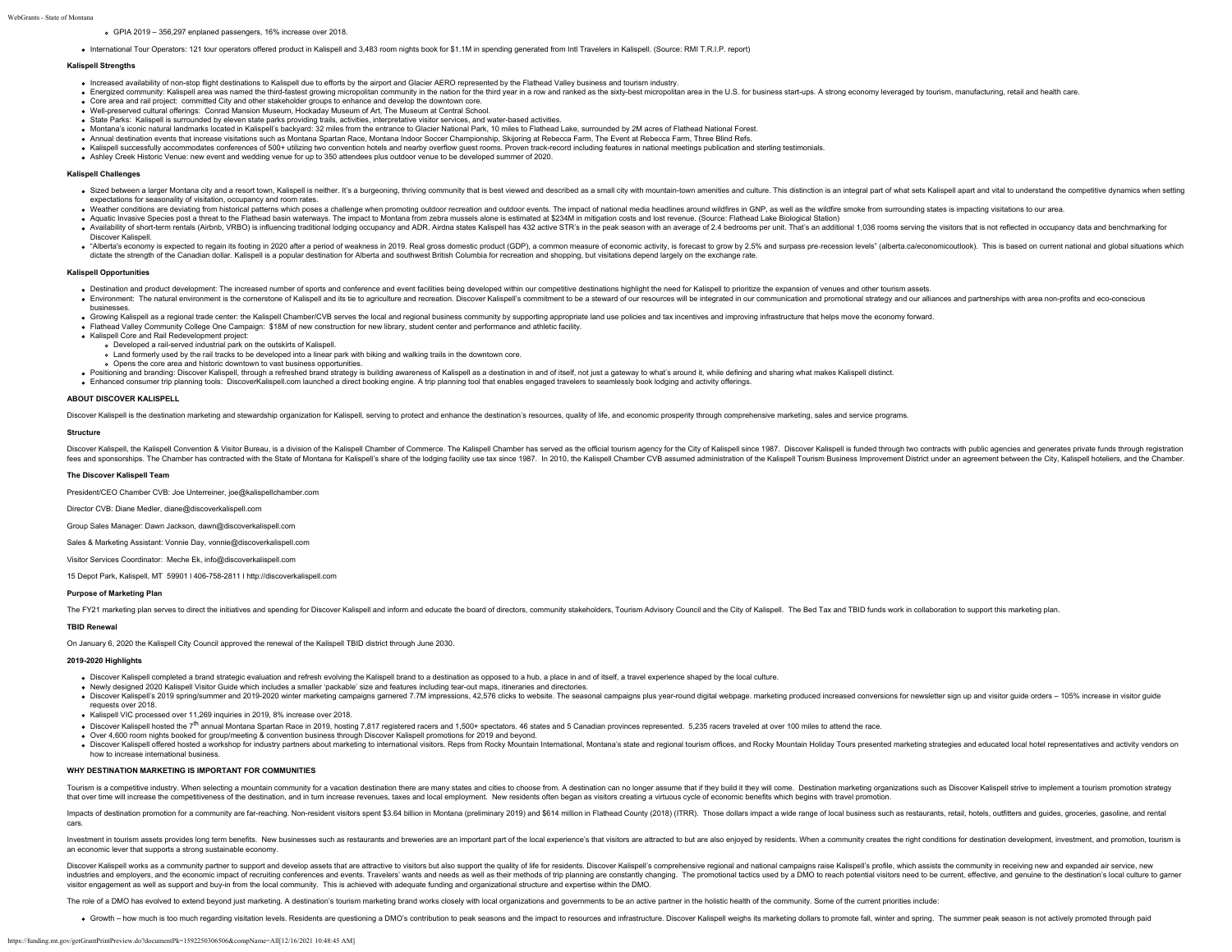- GPIA 2019 – 356,297 enplaned passengers, 16% increase over 2018.

- International Tour Operators: 121 tour operators offered product in Kalispell and 3,483 room nights book for $1.1M in spending generated from Intl Travelers in Kalispell. (Source: RMI T.R.I.P. report)

#### Kalispell Strengths

- Increased availability of non-stop flight destinations to Kalispell due to efforts by the airport and Glacier AERO represented by the Flathead Valley business and tourism industry.
- Energized community: Kalispell area was named the third-fastest growing micropolitan community in the nation for the third year in a row and ranked as the sixty-best micropolitan area in the U.S. for business start-ups. A strong economy leveraged by tourism, manufacturing, retail and health care.
- Core area and rail project: committed City and other stakeholder groups to enhance and develop the downtown core.
- Well-preserved cultural offerings: Conrad Mansion Museum, Hockaday Museum of Art, The Museum at Central School.
- State Parks: Kalispell is surrounded by eleven state parks providing trails, activities, interpretative visitor services, and water-based activities.
- Montana's iconic natural landmarks located in Kalispell's backyard: 32 miles from the entrance to Glacier National Park, 10 miles to Flathead Lake, surrounded by 2M acres of Flathead National Forest.
- Annual destination events that increase visitations such as Montana Spartan Race, Montana Indoor Soccer Championship, Skijoring at Rebecca Farm, The Event at Rebecca Farm, Three Blind Refs.
- Kalispell successfully accommodates conferences of 500+ utilizing two convention hotels and nearby overflow guest rooms. Proven track-record including features in national meetings publication and sterling testimonials.
- Ashley Creek Historic Venue: new event and wedding venue for up to 350 attendees plus outdoor venue to be developed summer of 2020.

#### Kalispell Challenges

- Sized between a larger Montana city and a resort town, Kalispell is neither. It's a burgeoning, thriving community that is best viewed and described as a small city with mountain-town amenities and culture. This distinction is an integral part of what sets Kalispell apart and vital to understand the competitive dynamics when setting expectations for seasonality of visitation, occupancy and room rates.
- Weather conditions are deviating from historical patterns which poses a challenge when promoting outdoor recreation and outdoor events. The impact of national media headlines around wildfires in GNP, as well as the wildfire smoke from surrounding states is impacting visitations to our area.
- Aquatic Invasive Species post a threat to the Flathead basin waterways. The impact to Montana from zebra mussels alone is estimated at $234M in mitigation costs and lost revenue. (Source: Flathead Lake Biological Station)
- Availability of short-term rentals (Airbnb, VRBO) is influencing traditional lodging occupancy and ADR. Airdna states Kalispell has 432 active STR's in the peak season with an average of 2.4 bedrooms per unit. That's an additional 1,036 rooms serving the visitors that is not reflected in occupancy data and benchmarking for Discover Kalispell.
- "Alberta's economy is expected to regain its footing in 2020 after a period of weakness in 2019. Real gross domestic product (GDP), a common measure of economic activity, is forecast to grow by 2.5% and surpass pre-recession levels" (alberta.ca/economicoutlook). This is based on current national and global situations which dictate the strength of the Canadian dollar. Kalispell is a popular destination for Alberta and southwest British Columbia for recreation and shopping, but visitations depend largely on the exchange rate.

#### Kalispell Opportunities

- Destination and product development: The increased number of sports and conference and event facilities being developed within our competitive destinations highlight the need for Kalispell to prioritize the expansion of venues and other tourism assets.
- Environment: The natural environment is the cornerstone of Kalispell and its tie to agriculture and recreation. Discover Kalispell's commitment to be a steward of our resources will be integrated in our communication and promotional strategy and our alliances and partnerships with area non-profits and eco-conscious businesses.
- Growing Kalispell as a regional trade center: the Kalispell Chamber/CVB serves the local and regional business community by supporting appropriate land use policies and tax incentives and improving infrastructure that helps move the economy forward.
- Flathead Valley Community College One Campaign: $18M of new construction for new library, student center and performance and athletic facility.
- Kalispell Core and Rail Redevelopment project:
  - Developed a rail-served industrial park on the outskirts of Kalispell.
  - Land formerly used by the rail tracks to be developed into a linear park with biking and walking trails in the downtown core.
  - Opens the core area and historic downtown to vast business opportunities.
- Positioning and branding: Discover Kalispell, through a refreshed brand strategy is building awareness of Kalispell as a destination in and of itself, not just a gateway to what's around it, while defining and sharing what makes Kalispell distinct.
- Enhanced consumer trip planning tools: DiscoverKalispell.com launched a direct booking engine. A trip planning tool that enables engaged travelers to seamlessly book lodging and activity offerings.

## ABOUT DISCOVER KALISPELL

Discover Kalispell is the destination marketing and stewardship organization for Kalispell, serving to protect and enhance the destination's resources, quality of life, and economic prosperity through comprehensive marketing, sales and service programs.

#### Structure

Discover Kalispell, the Kalispell Convention & Visitor Bureau, is a division of the Kalispell Chamber of Commerce. The Kalispell Chamber has served as the official tourism agency for the City of Kalispell since 1987. Discover Kalispell is funded through two contracts with public agencies and generates private funds through registration fees and sponsorships. The Chamber has contracted with the State of Montana for Kalispell's share of the lodging facility use tax since 1987. In 2010, the Kalispell Chamber CVB assumed administration of the Kalispell Tourism Business Improvement District under an agreement between the City, Kalispell hoteliers, and the Chamber.

#### The Discover Kalispell Team

President/CEO Chamber CVB: Joe Unterreiner, joe@kalispellchamber.com

Director CVB: Diane Medler, diane@discoverkalispell.com

Group Sales Manager: Dawn Jackson, dawn@discoverkalispell.com

Sales & Marketing Assistant: Vonnie Day, vonnie@discoverkalispell.com

Visitor Services Coordinator: Meche Ek, info@discoverkalispell.com

15 Depot Park, Kalispell, MT 59901 I 406-758-2811 I http://discoverkalispell.com

#### Purpose of Marketing Plan

The FY21 marketing plan serves to direct the initiatives and spending for Discover Kalispell and inform and educate the board of directors, community stakeholders, Tourism Advisory Council and the City of Kalispell. The Bed Tax and TBID funds work in collaboration to support this marketing plan.

#### TBID Renewal

On January 6, 2020 the Kalispell City Council approved the renewal of the Kalispell TBID district through June 2030.

#### 2019-2020 Highlights

- Discover Kalispell completed a brand strategic evaluation and refresh evolving the Kalispell brand to a destination as opposed to a hub, a place in and of itself, a travel experience shaped by the local culture.
- Newly designed 2020 Kalispell Visitor Guide which includes a smaller 'packable' size and features including tear-out maps, itineraries and directories.
- Discover Kalispell's 2019 spring/summer and 2019-2020 winter marketing campaigns garnered 7.7M impressions, 42,576 clicks to website. The seasonal campaigns plus year-round digital webpage. marketing produced increased conversions for newsletter sign up and visitor guide orders – 105% increase in visitor guide requests over 2018.
- Kalispell VIC processed over 11,269 inquiries in 2019, 8% increase over 2018.
- Discover Kalispell hosted the 7th annual Montana Spartan Race in 2019, hosting 7,817 registered racers and 1,500+ spectators. 46 states and 5 Canadian provinces represented. 5,235 racers traveled at over 100 miles to attend the race.
- Over 4,600 room nights booked for group/meeting & convention business through Discover Kalispell promotions for 2019 and beyond.
- Discover Kalispell offered hosted a workshop for industry partners about marketing to international visitors. Reps from Rocky Mountain International, Montana's state and regional tourism offices, and Rocky Mountain Holiday Tours presented marketing strategies and educated local hotel representatives and activity vendors on how to increase international business.

## WHY DESTINATION MARKETING IS IMPORTANT FOR COMMUNITIES

Tourism is a competitive industry. When selecting a mountain community for a vacation destination there are many states and cities to choose from. A destination can no longer assume that if they build it they will come. Destination marketing organizations such as Discover Kalispell strive to implement a tourism promotion strategy that over time will increase the competitiveness of the destination, and in turn increase revenues, taxes and local employment. New residents often began as visitors creating a virtuous cycle of economic benefits which begins with travel promotion.

Impacts of destination promotion for a community are far-reaching. Non-resident visitors spent $3.64 billion in Montana (preliminary 2019) and $614 million in Flathead County (2018) (ITRR). Those dollars impact a wide range of local business such as restaurants, retail, hotels, outfitters and guides, groceries, gasoline, and rental cars.

Investment in tourism assets provides long term benefits. New businesses such as restaurants and breweries are an important part of the local experience's that visitors are attracted to but are also enjoyed by residents. When a community creates the right conditions for destination development, investment, and promotion, tourism is an economic lever that supports a strong sustainable economy.

Discover Kalispell works as a community partner to support and develop assets that are attractive to visitors but also support the quality of life for residents. Discover Kalispell's comprehensive regional and national campaigns raise Kalispell's profile, which assists the community in receiving new and expanded air service, new industries and employers, and the economic impact of recruiting conferences and events. Travelers' wants and needs as well as their methods of trip planning are constantly changing. The promotional tactics used by a DMO to reach potential visitors need to be current, effective, and genuine to the destination's local culture to garner visitor engagement as well as support and buy-in from the local community. This is achieved with adequate funding and organizational structure and expertise within the DMO.

The role of a DMO has evolved to extend beyond just marketing. A destination's tourism marketing brand works closely with local organizations and governments to be an active partner in the holistic health of the community. Some of the current priorities include:

- Growth – how much is too much regarding visitation levels. Residents are questioning a DMO's contribution to peak seasons and the impact to resources and infrastructure. Discover Kalispell weighs its marketing dollars to promote fall, winter and spring. The summer peak season is not actively promoted through paid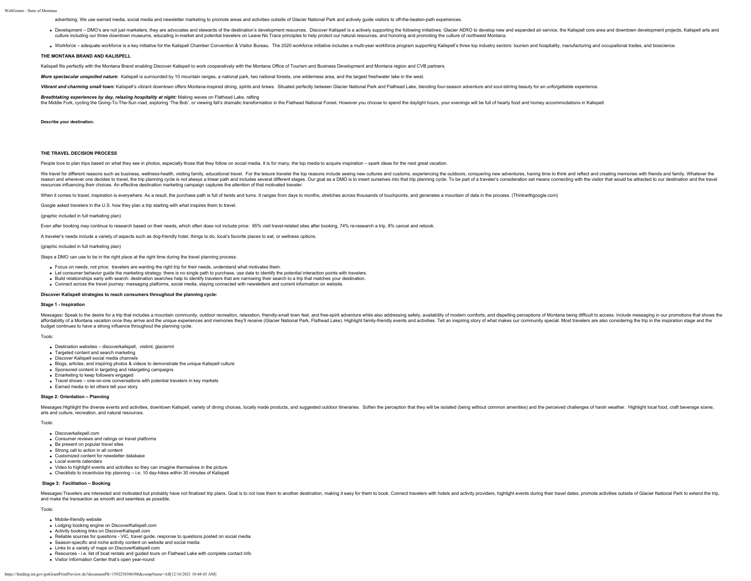advertising. We use earned media, social media and newsletter marketing to promote areas and activities outside of Glacier National Park and actively guide visitors to off-the-beaten-path experiences.

- Development – DMO's are not just marketers, they are advocates and stewards of the destination's development resources. Discover Kalispell is a actively supporting the following initiatives: Glacier AERO to develop new and expanded air service, the Kalispell core area and downtown development projects, Kalispell arts and culture including our three downtown museums, educating in-market and potential travelers on Leave No Trace principles to help protect our natural resources, and honoring and promoting the culture of northwest Montana.
- Workforce – adequate workforce is a key initiative for the Kalispell Chamber Convention & Visitor Bureau. The 2020 workforce initiative includes a multi-year workforce program supporting Kalispell's three top industry sectors: tourism and hospitality, manufacturing and occupational trades, and bioscience.

**THE MONTANA BRAND AND KALISPELL**

Kalispell fits perfectly with the Montana Brand enabling Discover Kalispell to work cooperatively with the Montana Office of Tourism and Business Development and Montana region and CVB partners.

***More spectacular unspoiled nature:*** Kalispell is surrounded by 10 mountain ranges, a national park, two national forests, one wilderness area, and the largest freshwater lake in the west.

***Vibrant and charming small town:*** Kalispell's vibrant downtown offers Montana-inspired dining, spirits and brews. Situated perfectly between Glacier National Park and Flathead Lake, blending four-season adventure and soul-stirring beauty for an unforgettable experience.

***Breathtaking experiences by day, relaxing hospitality at night:*** Making waves on Flathead Lake, rafting the Middle Fork, cycling the Going-To-The-Sun road, exploring 'The Bob', or viewing fall's dramatic transformation in the Flathead National Forest. However you choose to spend the daylight hours, your evenings will be full of hearty food and homey accommodations in Kalispell.

**Describe your destination.**

**THE TRAVEL DECISION PROCESS**

People love to plan trips based on what they see in photos, especially those that they follow on social media. It is for many, the top media to acquire inspiration – spark ideas for the next great vacation.

We travel for different reasons such as business, wellness-health, visiting family, educational travel. For the leisure traveler the top reasons include seeing new cultures and customs, experiencing the outdoors, conquering new adventures, having time to think and reflect and creating memories with friends and family. Whatever the reason and wherever one decides to travel, the trip planning cycle is not always a linear path and includes several different stages. Our goal as a DMO is to insert ourselves into that trip planning cycle. To be part of a traveler's consideration set means connecting with the visitor that would be attracted to our destination and the travel resources influencing their choices. An effective destination marketing campaign captures the attention of that motivated traveler.

When it comes to travel, inspiration is everywhere. As a result, the purchase path is full of twists and turns. It ranges from days to months, stretches across thousands of touchpoints, and generates a mountain of data in the process. (Thinkwithgoogle.com)

Google asked travelers in the U.S. how they plan a trip starting with what inspires them to travel.

(graphic included in full marketing plan)

Even after booking may continue to research based on their needs, which often does not include price: 95% visit travel-related sites after booking, 74% re-research a trip, 8% cancel and rebook.

A traveler's needs include a variety of aspects such as dog-friendly hotel, things to do, local's favorite places to eat, or wellness options.

(graphic included in full marketing plan)

Steps a DMO can use to be in the right place at the right time during the travel planning process:

- Focus on needs, not price: travelers are wanting the right trip for their needs, understand what motivates them.
- Let consumer behavior guide the marketing strategy: there is no single path to purchase, use data to identify the potential interaction points with travelers.
- Build relationships early with search: destination searches help to identify travelers that are narrowing their search to a trip that matches your destination.
- Connect across the travel journey: messaging platforms, social media, staying connected with newsletters and current information on website.

**Discover Kalispell strategies to reach consumers throughout the planning cycle:**

**Stage 1 - Inspiration**

Messages**:** Speak to the desire for a trip that includes a mountain community, outdoor recreation, relaxation, friendly-small town feel, and free-spirit adventure while also addressing safety, availability of modern comforts, and dispelling perceptions of Montana being difficult to access. Include messaging in our promotions that shows the affordability of a Montana vacation once they arrive and the unique experiences and memories they'll receive (Glacier National Park, Flathead Lake). Highlight family-friendly events and activities. Tell an inspiring story of what makes our community special. Most travelers are also considering the trip in the inspiration stage and the budget continues to have a strong influence throughout the planning cycle.

Tools:

- Destination websites – discoverkalispell, visitmt, glaciermt
- Targeted content and search marketing
- Discover Kalispell social media channels
- Blogs, articles, and inspiring photos & videos to demonstrate the unique Kalispell culture
- Sponsored content in targeting and retargeting campaigns
- Emarketing to keep followers engaged
- Travel shows – one-on-one conversations with potential travelers in key markets
- Earned media to let others tell your story

**Stage 2: Orientation – Planning**

Messages:Highlight the diverse events and activities, downtown Kalispell, variety of dining choices, locally made products, and suggested outdoor itineraries. Soften the perception that they will be isolated (being without common amenities) and the perceived challenges of harsh weather. Highlight local food, craft beverage scene, arts and culture, recreation, and natural resources.

Tools:

- Discoverkalispell.com
- Consumer reviews and ratings on travel platforms
- Be present on popular travel sites
- Strong call to action in all content
- Customized content for newsletter database
- Local events calendars
- Video to highlight events and activities so they can imagine themselves in the picture
- Checklists to incentivize trip planning – i.e. 10 day-hikes within 30 minutes of Kalispell

**Stage 3: Facilitation – Booking**

Messages:Travelers are interested and motivated but probably have not finalized trip plans. Goal is to not lose them to another destination, making it easy for them to book. Connect travelers with hotels and activity providers, highlight events during their travel dates, promote activities outside of Glacier National Park to extend the trip, and make the transaction as smooth and seamless as possible.

Tools:

- Mobile-friendly website
- Lodging booking engine on DiscoverKalispell.com
- Activity booking links on DiscoverKalispell.com
- Reliable sources for questions - VIC, travel guide, response to questions posted on social media
- Season-specific and niche activity content on website and social media
- Links to a variety of maps on DiscoverKalispell.com
- Resources - i.e. list of boat rentals and guided tours on Flathead Lake with complete contact info
- Visitor Information Center that's open year-round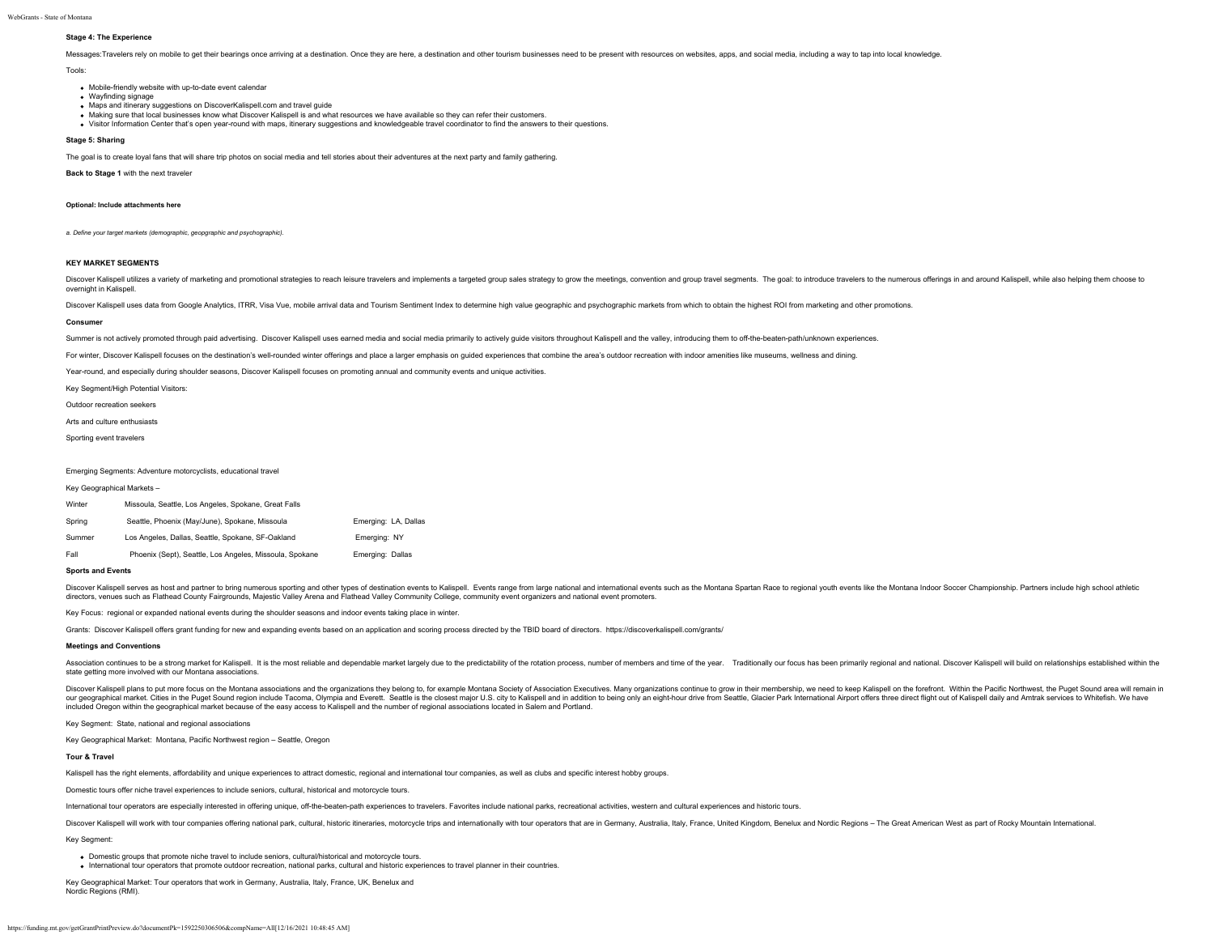**Stage 4: The Experience**

Messages:Travelers rely on mobile to get their bearings once arriving at a destination. Once they are here, a destination and other tourism businesses need to be present with resources on websites, apps, and social media, including a way to tap into local knowledge.

Tools:

- Mobile-friendly website with up-to-date event calendar
- Wayfinding signage
- Maps and itinerary suggestions on DiscoverKalispell.com and travel guide
- Making sure that local businesses know what Discover Kalispell is and what resources we have available so they can refer their customers.
- Visitor Information Center that's open year-round with maps, itinerary suggestions and knowledgeable travel coordinator to find the answers to their questions.

**Stage 5: Sharing**

The goal is to create loyal fans that will share trip photos on social media and tell stories about their adventures at the next party and family gathering.

**Back to Stage 1** with the next traveler

**Optional: Include attachments here**

*a. Define your target markets (demographic, geopgraphic and psychographic).*

**KEY MARKET SEGMENTS**

Discover Kalispell utilizes a variety of marketing and promotional strategies to reach leisure travelers and implements a targeted group sales strategy to grow the meetings, convention and group travel segments. The goal: to introduce travelers to the numerous offerings in and around Kalispell, while also helping them choose to overnight in Kalispell.

Discover Kalispell uses data from Google Analytics, ITRR, Visa Vue, mobile arrival data and Tourism Sentiment Index to determine high value geographic and psychographic markets from which to obtain the highest ROI from marketing and other promotions.

**Consumer**

Summer is not actively promoted through paid advertising. Discover Kalispell uses earned media and social media primarily to actively guide visitors throughout Kalispell and the valley, introducing them to off-the-beaten-path/unknown experiences.

For winter, Discover Kalispell focuses on the destination's well-rounded winter offerings and place a larger emphasis on guided experiences that combine the area's outdoor recreation with indoor amenities like museums, wellness and dining.

Year-round, and especially during shoulder seasons, Discover Kalispell focuses on promoting annual and community events and unique activities.

Key Segment/High Potential Visitors:

Outdoor recreation seekers

Arts and culture enthusiasts

Sporting event travelers

Emerging Segments: Adventure motorcyclists, educational travel

Key Geographical Markets –

| | | |
|---|---|---|
| Winter | Missoula, Seattle, Los Angeles, Spokane, Great Falls | |
| Spring | Seattle, Phoenix (May/June), Spokane, Missoula | Emerging: LA, Dallas |
| Summer | Los Angeles, Dallas, Seattle, Spokane, SF-Oakland | Emerging: NY |
| Fall | Phoenix (Sept), Seattle, Los Angeles, Missoula, Spokane | Emerging: Dallas |

**Sports and Events**

Discover Kalispell serves as host and partner to bring numerous sporting and other types of destination events to Kalispell. Events range from large national and international events such as the Montana Spartan Race to regional youth events like the Montana Indoor Soccer Championship. Partners include high school athletic directors, venues such as Flathead County Fairgrounds, Majestic Valley Arena and Flathead Valley Community College, community event organizers and national event promoters.

Key Focus: regional or expanded national events during the shoulder seasons and indoor events taking place in winter.

Grants: Discover Kalispell offers grant funding for new and expanding events based on an application and scoring process directed by the TBID board of directors. https://discoverkalispell.com/grants/

**Meetings and Conventions**

Association continues to be a strong market for Kalispell. It is the most reliable and dependable market largely due to the predictability of the rotation process, number of members and time of the year. Traditionally our focus has been primarily regional and national. Discover Kalispell will build on relationships established within the state getting more involved with our Montana associations.

Discover Kalispell plans to put more focus on the Montana associations and the organizations they belong to, for example Montana Society of Association Executives. Many organizations continue to grow in their membership, we need to keep Kalispell on the forefront. Within the Pacific Northwest, the Puget Sound area will remain in our geographical market. Cities in the Puget Sound region include Tacoma, Olympia and Everett. Seattle is the closest major U.S. city to Kalispell and in addition to being only an eight-hour drive from Seattle, Glacier Park International Airport offers three direct flight out of Kalispell daily and Amtrak services to Whitefish. We have included Oregon within the geographical market because of the easy access to Kalispell and the number of regional associations located in Salem and Portland.

Key Segment: State, national and regional associations

Key Geographical Market: Montana, Pacific Northwest region – Seattle, Oregon

**Tour & Travel**

Kalispell has the right elements, affordability and unique experiences to attract domestic, regional and international tour companies, as well as clubs and specific interest hobby groups.

Domestic tours offer niche travel experiences to include seniors, cultural, historical and motorcycle tours.

International tour operators are especially interested in offering unique, off-the-beaten-path experiences to travelers. Favorites include national parks, recreational activities, western and cultural experiences and historic tours.

Discover Kalispell will work with tour companies offering national park, cultural, historic itineraries, motorcycle trips and internationally with tour operators that are in Germany, Australia, Italy, France, United Kingdom, Benelux and Nordic Regions – The Great American West as part of Rocky Mountain International.

Key Segment:

- Domestic groups that promote niche travel to include seniors, cultural/historical and motorcycle tours.
- International tour operators that promote outdoor recreation, national parks, cultural and historic experiences to travel planner in their countries.

Key Geographical Market: Tour operators that work in Germany, Australia, Italy, France, UK, Benelux and Nordic Regions (RMI).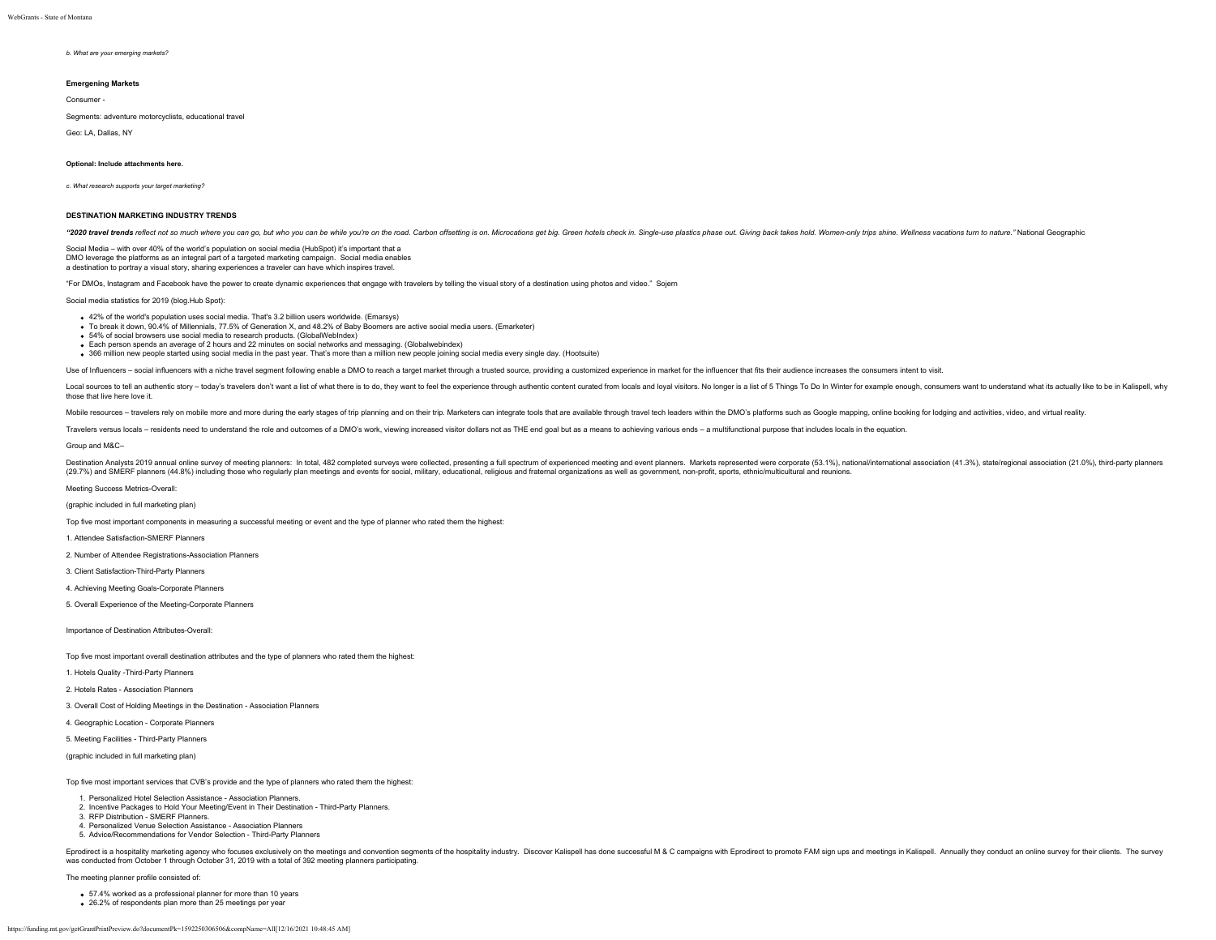*b. What are your emerging markets?*

**Emergening Markets**

Consumer -

Segments: adventure motorcyclists, educational travel

Geo: LA, Dallas, NY

**Optional: Include attachments here.**

*c. What research supports your target marketing?*

**DESTINATION MARKETING INDUSTRY TRENDS**

***"2020 travel trends*** *reflect not so much where you can go, but who you can be while you're on the road. Carbon offsetting is on. Microcations get big. Green hotels check in. Single-use plastics phase out. Giving back takes hold. Women-only trips shine. Wellness vacations turn to nature."* National Geographic

Social Media – with over 40% of the world's population on social media (HubSpot) it's important that a DMO leverage the platforms as an integral part of a targeted marketing campaign. Social media enables a destination to portray a visual story, sharing experiences a traveler can have which inspires travel.

"For DMOs, Instagram and Facebook have the power to create dynamic experiences that engage with travelers by telling the visual story of a destination using photos and video." Sojern

Social media statistics for 2019 (blog.Hub Spot):

- 42% of the world's population uses social media. That's 3.2 billion users worldwide. (Emarsys)
- To break it down, 90.4% of Millennials, 77.5% of Generation X, and 48.2% of Baby Boomers are active social media users. (Emarketer)
- 54% of social browsers use social media to research products. (GlobalWebIndex)
- Each person spends an average of 2 hours and 22 minutes on social networks and messaging. (Globalwebindex)
- 366 million new people started using social media in the past year. That's more than a million new people joining social media every single day. (Hootsuite)

Use of Influencers – social influencers with a niche travel segment following enable a DMO to reach a target market through a trusted source, providing a customized experience in market for the influencer that fits their audience increases the consumers intent to visit.

Local sources to tell an authentic story – today's travelers don't want a list of what there is to do, they want to feel the experience through authentic content curated from locals and loyal visitors. No longer is a list of 5 Things To Do In Winter for example enough, consumers want to understand what its actually like to be in Kalispell, why those that live here love it.

Mobile resources – travelers rely on mobile more and more during the early stages of trip planning and on their trip. Marketers can integrate tools that are available through travel tech leaders within the DMO's platforms such as Google mapping, online booking for lodging and activities, video, and virtual reality.

Travelers versus locals – residents need to understand the role and outcomes of a DMO's work, viewing increased visitor dollars not as THE end goal but as a means to achieving various ends – a multifunctional purpose that includes locals in the equation.

Group and M&C–

Destination Analysts 2019 annual online survey of meeting planners: In total, 482 completed surveys were collected, presenting a full spectrum of experienced meeting and event planners. Markets represented were corporate (53.1%), national/international association (41.3%), state/regional association (21.0%), third-party planners (29.7%) and SMERF planners (44.8%) including those who regularly plan meetings and events for social, military, educational, religious and fraternal organizations as well as government, non-profit, sports, ethnic/multicultural and reunions.

Meeting Success Metrics-Overall:

(graphic included in full marketing plan)

Top five most important components in measuring a successful meeting or event and the type of planner who rated them the highest:

1. Attendee Satisfaction-SMERF Planners

2. Number of Attendee Registrations-Association Planners

3. Client Satisfaction-Third-Party Planners

4. Achieving Meeting Goals-Corporate Planners

5. Overall Experience of the Meeting-Corporate Planners

Importance of Destination Attributes-Overall:

Top five most important overall destination attributes and the type of planners who rated them the highest:

1. Hotels Quality -Third-Party Planners

2. Hotels Rates - Association Planners

3. Overall Cost of Holding Meetings in the Destination - Association Planners

4. Geographic Location - Corporate Planners

5. Meeting Facilities - Third-Party Planners

(graphic included in full marketing plan)

Top five most important services that CVB's provide and the type of planners who rated them the highest:

1. Personalized Hotel Selection Assistance - Association Planners.
2. Incentive Packages to Hold Your Meeting/Event in Their Destination - Third-Party Planners.
3. RFP Distribution - SMERF Planners.
4. Personalized Venue Selection Assistance - Association Planners
5. Advice/Recommendations for Vendor Selection - Third-Party Planners

Eprodirect is a hospitality marketing agency who focuses exclusively on the meetings and convention segments of the hospitality industry. Discover Kalispell has done successful M & C campaigns with Eprodirect to promote FAM sign ups and meetings in Kalispell. Annually they conduct an online survey for their clients. The survey was conducted from October 1 through October 31, 2019 with a total of 392 meeting planners participating.

The meeting planner profile consisted of:

- 57.4% worked as a professional planner for more than 10 years
- 26.2% of respondents plan more than 25 meetings per year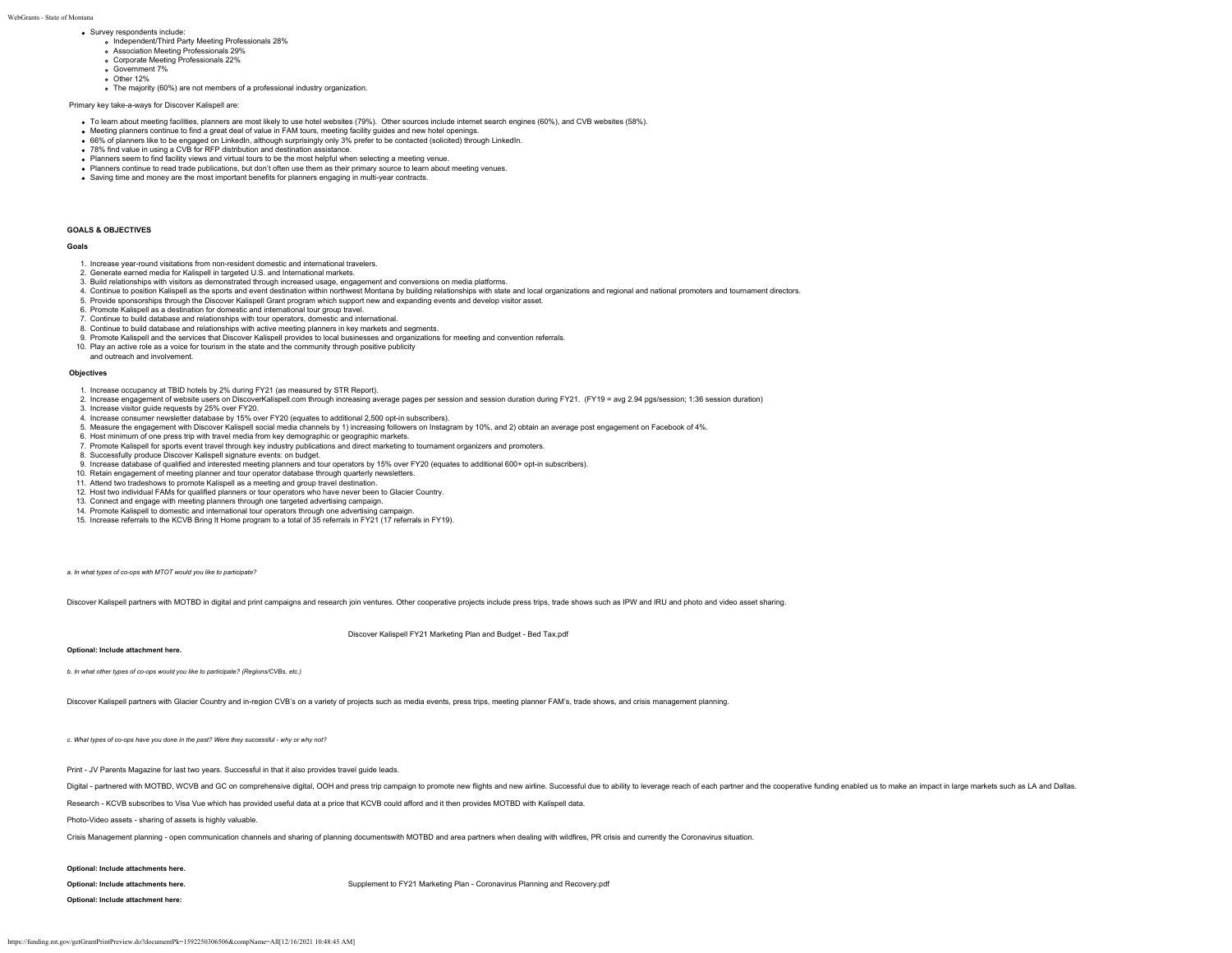- Survey respondents include:
  - Independent/Third Party Meeting Professionals 28%
  - Association Meeting Professionals 29%
  - Corporate Meeting Professionals 22%
  - Government 7%
  - Other 12%
  - The majority (60%) are not members of a professional industry organization.

Primary key take-a-ways for Discover Kalispell are:

- To learn about meeting facilities, planners are most likely to use hotel websites (79%). Other sources include internet search engines (60%), and CVB websites (58%).
- Meeting planners continue to find a great deal of value in FAM tours, meeting facility guides and new hotel openings.
- 66% of planners like to be engaged on LinkedIn, although surprisingly only 3% prefer to be contacted (solicited) through LinkedIn.
- 78% find value in using a CVB for RFP distribution and destination assistance.
- Planners seem to find facility views and virtual tours to be the most helpful when selecting a meeting venue.
- Planners continue to read trade publications, but don't often use them as their primary source to learn about meeting venues.
- Saving time and money are the most important benefits for planners engaging in multi-year contracts.

**GOALS & OBJECTIVES**

**Goals**

1. Increase year-round visitations from non-resident domestic and international travelers.
2. Generate earned media for Kalispell in targeted U.S. and International markets.
3. Build relationships with visitors as demonstrated through increased usage, engagement and conversions on media platforms.
4. Continue to position Kalispell as the sports and event destination within northwest Montana by building relationships with state and local organizations and regional and national promoters and tournament directors.
5. Provide sponsorships through the Discover Kalispell Grant program which support new and expanding events and develop visitor asset.
6. Promote Kalispell as a destination for domestic and international tour group travel.
7. Continue to build database and relationships with tour operators, domestic and international.
8. Continue to build database and relationships with active meeting planners in key markets and segments.
9. Promote Kalispell and the services that Discover Kalispell provides to local businesses and organizations for meeting and convention referrals.
10. Play an active role as a voice for tourism in the state and the community through positive publicity and outreach and involvement.

**Objectives**

1. Increase occupancy at TBID hotels by 2% during FY21 (as measured by STR Report).
2. Increase engagement of website users on DiscoverKalispell.com through increasing average pages per session and session duration during FY21. (FY19 = avg 2.94 pgs/session; 1:36 session duration)
3. Increase visitor guide requests by 25% over FY20.
4. Increase consumer newsletter database by 15% over FY20 (equates to additional 2,500 opt-in subscribers).
5. Measure the engagement with Discover Kalispell social media channels by 1) increasing followers on Instagram by 10%, and 2) obtain an average post engagement on Facebook of 4%.
6. Host minimum of one press trip with travel media from key demographic or geographic markets.
7. Promote Kalispell for sports event travel through key industry publications and direct marketing to tournament organizers and promoters.
8. Successfully produce Discover Kalispell signature events: on budget.
9. Increase database of qualified and interested meeting planners and tour operators by 15% over FY20 (equates to additional 600+ opt-in subscribers).
10. Retain engagement of meeting planner and tour operator database through quarterly newsletters.
11. Attend two tradeshows to promote Kalispell as a meeting and group travel destination.
12. Host two individual FAMs for qualified planners or tour operators who have never been to Glacier Country.
13. Connect and engage with meeting planners through one targeted advertising campaign.
14. Promote Kalispell to domestic and international tour operators through one advertising campaign.
15. Increase referrals to the KCVB Bring It Home program to a total of 35 referrals in FY21 (17 referrals in FY19).

*a. In what types of co-ops with MTOT would you like to participate?*

Discover Kalispell partners with MOTBD in digital and print campaigns and research join ventures. Other cooperative projects include press trips, trade shows such as IPW and IRU and photo and video asset sharing.

Discover Kalispell FY21 Marketing Plan and Budget - Bed Tax.pdf

**Optional: Include attachment here.**

*b. In what other types of co-ops would you like to participate? (Regions/CVBs, etc.)*

Discover Kalispell partners with Glacier Country and in-region CVB's on a variety of projects such as media events, press trips, meeting planner FAM's, trade shows, and crisis management planning.

*c. What types of co-ops have you done in the past? Were they successful - why or why not?*

Print - JV Parents Magazine for last two years. Successful in that it also provides travel guide leads.

Digital - partnered with MOTBD, WCVB and GC on comprehensive digital, OOH and press trip campaign to promote new flights and new airline. Successful due to ability to leverage reach of each partner and the cooperative funding enabled us to make an impact in large markets such as LA and Dallas.

Research - KCVB subscribes to Visa Vue which has provided useful data at a price that KCVB could afford and it then provides MOTBD with Kalispell data.

Photo-Video assets - sharing of assets is highly valuable.

Crisis Management planning - open communication channels and sharing of planning documentswith MOTBD and area partners when dealing with wildfires, PR crisis and currently the Coronavirus situation.

**Optional: Include attachments here.**

**Optional: Include attachments here.** Supplement to FY21 Marketing Plan - Coronavirus Planning and Recovery.pdf

**Optional: Include attachment here:**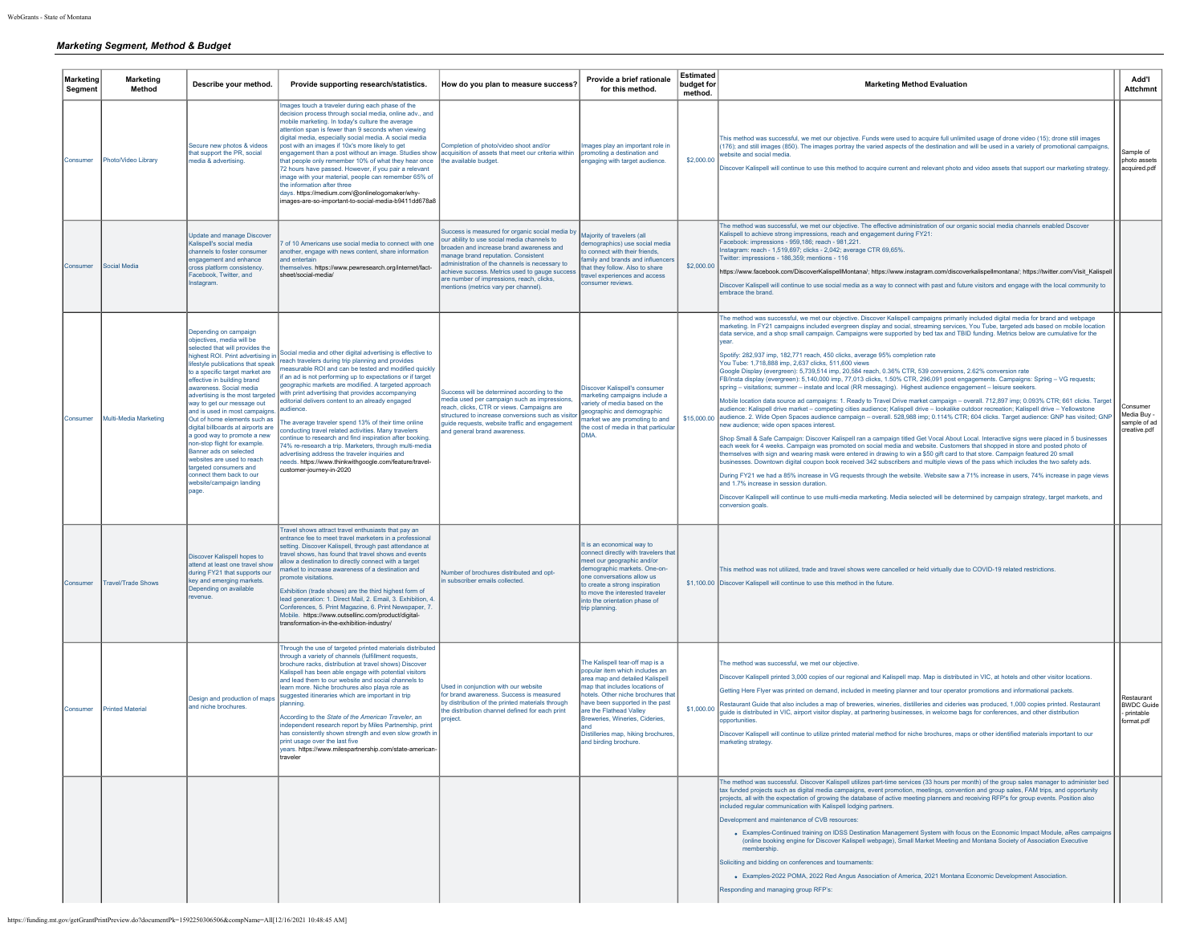## *Marketing Segment, Method & Budget*

| Marketing Segment | Marketing Method | Describe your method. | Provide supporting research/statistics. | How do you plan to measure success? | Provide a brief rationale for this method. | Estimated budget for method. | Marketing Method Evaluation | Add'l Attchmnt |
|---|---|---|---|---|---|---|---|---|
| Consumer | Photo/Video Library | Secure new photos & videos that support the PR, social media & advertising. | Images touch a traveler during each phase of the decision process through social media, online adv., and mobile marketing. In today's culture the average attention span is fewer than 9 seconds when viewing digital media, especially social media. A social media post with an images if 10x's more likely to get engagement than a post without an image. Studies show that people only remember 10% of what they hear once 72 hours have passed. However, if you pair a relevant image with your material, people can remember 65% of the information after three days. https://medium.com/@onlinelogomaker/why-images-are-so-important-to-social-media-b9411dd678a8 | Completion of photo/video shoot and/or acquisition of assets that meet our criteria within the available budget. | Images play an important role in promoting a destination and engaging with target audience. | $2,000.00 | This method was successful, we met our objective. Funds were used to acquire full unlimited usage of drone video (15); drone still images (176); and still images (850). The images portray the varied aspects of the destination and will be used in a variety of promotional campaigns, website and social media.<br><br>Discover Kalispell will continue to use this method to acquire current and relevant photo and video assets that support our marketing strategy. | Sample of photo assets acquired.pdf |
| Consumer | Social Media | Update and manage Discover Kalispell's social media channels to foster consumer engagement and enhance cross platform consistency. Facebook, Twitter, and Instagram. | 7 of 10 Americans use social media to connect with one another, engage with news content, share information and entertain themselves. https://www.pewresearch.org/internet/fact-sheet/social-media/ | Success is measured for organic social media by our ability to use social media channels to broaden and increase brand awareness and manage brand reputation. Consistent administration of the channels is necessary to achieve success. Metrics used to gauge success are number of impressions, reach, clicks, mentions (metrics vary per channel). | Majority of travelers (all demographics) use social media to connect with their friends, family and brands and influencers that they follow. Also to share travel experiences and access consumer reviews. | $2,000.00 | The method was successful, we met our objective. The effective administration of our organic social media channels enabled Dscover Kalispell to achieve strong impressions, reach and engagement during FY21:<br>Facebook: impressions - 959,186; reach - 981,221.<br>Instagram: reach - 1,519,697; clicks - 2,042; average CTR 69,65%.<br>Twitter: impressions - 186,359; mentions - 116<br><br>https://www.facebook.com/DiscoverKalispellMontana/; https://www.instagram.com/discoverkalispellmontana/; https://twitter.com/Visit_Kalispell<br><br>Discover Kalispell will continue to use social media as a way to connect with past and future visitors and engage with the local community to embrace the brand. | |
| Consumer | Multi-Media Marketing | Depending on campaign objectives, media will be selected that will provides the highest ROI. Print advertising in lifestyle publications that speak to a specific target market are effective in building brand awareness. Social media advertising is the most targeted way to get our message out and is used in most campaigns. Out of home elements such as digital billboards at airports are a good way to promote a new non-stop flight for example. Banner ads on selected websites are used to reach targeted consumers and connect them back to our website/campaign landing page. | Social media and other digital advertising is effective to reach travelers during trip planning and provides measurable ROI and can be tested and modified quickly if an ad is not performing up to expectations or if target geographic markets are modified. A targeted approach with print advertising that provides accompanying editorial delivers content to an already engaged audience.<br><br>The average traveler spend 13% of their time online conducting travel related activities. Many travelers continue to research and find inspiration after booking. 74% re-research a trip. Marketers, through multi-media advertising address the traveler inquiries and needs. https://www.thinkwithgoogle.com/feature/travel-customer-journey-in-2020 | Success will be determined according to the media used per campaign such as impressions, reach, clicks, CTR or views. Campaigns are structured to increase conversions such as visitor guide requests, website traffic and engagement and general brand awareness. | Discover Kalispell's consumer marketing campaigns include a variety of media based on the geographic and demographic market we are promoting to and the cost of media in that particular DMA. | $15,000.00 | The method was successful, we met our objective. Discover Kalispell campaigns primarily included digital media for brand and webpage marketing. In FY21 campaigns included evergreen display and social, streaming services, You Tube, targeted ads based on mobile location data service, and a shop small campaign. Campaigns were supported by bed tax and TBID funding. Metrics below are cumulative for the year.<br><br>Spotify: 282,937 imp, 182,771 reach, 450 clicks, average 95% completion rate<br>You Tube: 1,718,888 imp, 2,637 clicks, 511,600 views<br>Google Display (evergreen): 5,739,514 imp, 20,584 reach, 0.36% CTR, 539 conversions, 2.62% conversion rate<br>FB/Insta display (evergreen): 5,140,000 imp, 77,013 clicks, 1.50% CTR, 296,091 post engagements. Campaigns: Spring – VG requests; spring – visitations; summer – instate and local (RR messaging). Highest audience engagement – leisure seekers.<br><br>Mobile location data source ad campaigns: 1. Ready to Travel Drive market campaign – overall. 712,897 imp; 0.093% CTR; 661 clicks. Target audience: Kalispell drive market – competing cities audience; Kalispell drive – lookalike outdoor recreation; Kalispell drive – Yellowstone audience. 2. Wide Open Spaces audience campaign – overall. 528,988 imp; 0.114% CTR; 604 clicks. Target audience: GNP has visited; GNP new audience; wide open spaces interest.<br><br>Shop Small & Safe Campaign: Discover Kalispell ran a campaign titled Get Vocal About Local. Interactive signs were placed in 5 businesses each week for 4 weeks. Campaign was promoted on social media and website. Customers that shopped in store and posted photo of themselves with sign and wearing mask were entered in drawing to win a $50 gift card to that store. Campaign featured 20 small businesses. Downtown digital coupon book received 342 subscribers and multiple views of the pass which includes the two safety ads.<br><br>During FY21 we had a 85% increase in VG requests through the website. Website saw a 71% increase in users, 74% increase in page views and 1.7% increase in session duration.<br><br>Discover Kalispell will continue to use multi-media marketing. Media selected will be determined by campaign strategy, target markets, and conversion goals. | Consumer Media Buy - sample of ad creative.pdf |
| Consumer | Travel/Trade Shows | Discover Kalispell hopes to attend at least one travel show during FY21 that supports our key and emerging markets. Depending on available revenue. | Travel shows attract travel enthusiasts that pay an entrance fee to meet travel marketers in a professional setting. Discover Kalispell, through past attendance at travel shows, has found that travel shows and events allow a destination to directly connect with a target market to increase awareness of a destination and promote visitations.<br><br>Exhibition (trade shows) are the third highest form of lead generation: 1. Direct Mail, 2. Email, 3. Exhibition, 4. Conferences, 5. Print Magazine, 6. Print Newspaper, 7. Mobile. https://www.outsellinc.com/product/digital-transformation-in-the-exhibition-industry/ | Number of brochures distributed and opt-in subscriber emails collected. | It is an economical way to connect directly with travelers that meet our geographic and/or demographic markets. One-on-one conversations allow us to create a strong inspiration to move the interested traveler into the orientation phase of trip planning. | $1,100.00 | This method was not utilized, trade and travel shows were cancelled or held virtually due to COVID-19 related restrictions.<br><br>Discover Kalispell will continue to use this method in the future. | |
| Consumer | Printed Material | Design and production of maps and niche brochures. | Through the use of targeted printed materials distributed through a variety of channels (fulfillment requests, brochure racks, distribution at travel shows) Discover Kalispell has been able engage with potential visitors and lead them to our website and social channels to learn more. Niche brochures also playa role as suggested itineraries which are important in trip planning.<br><br>According to the *State of the American Traveler*, an independent research report by Miles Partnership, print has consistently shown strength and even slow growth in print usage over the last five years. https://www.milespartnership.com/state-american-traveler | Used in conjunction with our website for brand awareness. Success is measured by distribution of the printed materials through the distribution channel defined for each print project. | The Kalispell tear-off map is a popular item which includes an area map and detailed Kalispell map that includes locations of hotels. Other niche brochures that have been supported in the past are the Flathead Valley Breweries, Wineries, Cideries, and Distilleries map, hiking brochures, and birding brochure. | $1,000.00 | The method was successful, we met our objective.<br><br>Discover Kalispell printed 3,000 copies of our regional and Kalispell map. Map is distributed in VIC, at hotels and other visitor locations.<br><br>Getting Here Flyer was printed on demand, included in meeting planner and tour operator promotions and informational packets.<br><br>Restaurant Guide that also includes a map of breweries, wineries, distilleries and cideries was produced, 1,000 copies printed. Restaurant guide is distributed in VIC, airport visitor display, at partnering businesses, in welcome bags for conferences, and other distribution opportunities.<br><br>Discover Kalispell will continue to utilize printed material method for niche brochures, maps or other identified materials important to our marketing strategy. | Restaurant BWDC Guide - printable format.pdf |
| | | | | | | | The method was successful. Discover Kalispell utilizes part-time services (33 hours per month) of the group sales manager to administer bed tax funded projects such as digital media campaigns, event promotion, meetings, convention and group sales, FAM trips, and opportunity projects, all with the expectation of growing the database of active meeting planners and receiving RFP's for group events. Position also included regular communication with Kalispell lodging partners.<br><br>Development and maintenance of CVB resources:<br><br>• Examples-Continued training on IDSS Destination Management System with focus on the Economic Impact Module, aRes campaigns (online booking engine for Discover Kalispell webpage), Small Market Meeting and Montana Society of Association Executive membership.<br><br>Soliciting and bidding on conferences and tournaments:<br><br>• Examples-2022 POMA, 2022 Red Angus Association of America, 2021 Montana Economic Development Association.<br><br>Responding and managing group RFP's: | |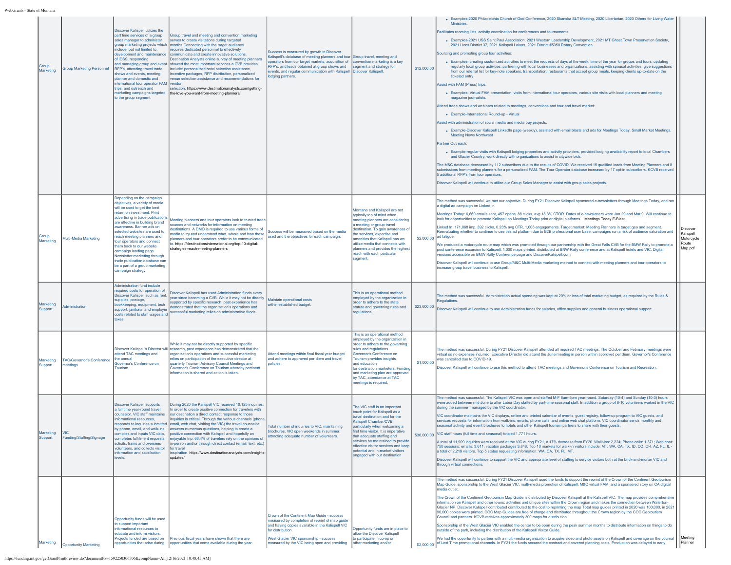| | | | | | | | | |
|---|---|---|---|---|---|---|---|---|
| Group Marketing | Group Marketing Personnel | Discover Kalispell utilizes the part time services of a group sales manager to administer group marketing projects which include, but not limited to, development and maintenance of IDSS, responding and managing group and event RFP's, attending travel trade shows and events, meeting planner and domestic and international tour operator FAM trips, and outreach and marketing campaigns targeted to the group segment. | Group travel and meeting and convention marketing serves to create visitations during targeted months.Connecting with the target audience requires dedicated personnel to effectively communicate and create innovative solutions. Destination Analysts online survey of meeting planners showed the most important services a CVB provides include: personalized hotel selection assistance, incentive packages, RFP distribution, personalized venue selection assistance and recommendations for vendor selection. https://www.destinationanalysts.com/getting-the-love-you-want-from-meeting-planners/ | Success is measured by growth in Discover Kalispell's database of meeting planners and tour operators from our target markets, acquisition of RFP's, and leads obtained at group shows and events, and regular communication with Kalispell lodging partners. | Group travel, meeting and convention marketing is a key segment and strategy for Discover Kalispell. | $12,000.00 | • Examples-2020 Philadelphia Church of God Conference, 2020 Skanska SLT Meeting, 2020 Libertarian, 2020 Others for Living Water Ministries.<br><br>Facilitates rooming lists, activity coordination for conferences and tournaments:<br><br>• Examples-2021 USS Saint Paul Association, 2021 Western Leadership Development, 2021 MT Ghost Town Preservation Society, 2021 Lions District 37, 2021 Kalispell Lakers, 2021 District #5350 Rotary Convention.<br><br>Sourcing and promoting group tour activities:<br><br>• Examples- creating customized activities to meet the requests of days of the week, time of the year for groups and tours, updating regularly local group activities, partnering with local businesses and organizations, assisting with spousal activities, give suggestions from our referral list for key-note speakers, transportation, restaurants that accept group meals, keeping clients up-to-date on the ticketed entry.<br><br>Assist with FAM (Press) trips:<br><br>• Examples- Virtual FAM presentation, visits from international tour operators, various site visits with local planners and meeting magazine journalists.<br><br>Attend trade shows and webinars related to meetings, conventions and tour and travel market:<br><br>• Example-International Round-up - Virtual<br><br>Assist with administration of social media and media buy projects:<br><br>• Example-Discover Kalispell LinkedIn page (weekly), assisted with email blasts and ads for Meetings Today, Small Market Meetings, Meeting News Northwest<br><br>Partner Outreach:<br><br>• Example-regular visits with Kalispell lodging properties and activity providers, provided lodging availability report to local Chambers and Glacier Country, work directly with organizations to assist in citywide bids.<br><br>The M&C database decreased by 112 subscribers due to the results of COVID. We received 15 qualified leads from Meeting Planners and 8 submissions from meeting planners for a personalized FAM. The Tour Operator database increased by 17 opt-in subscribers. KCVB received 5 additional RFP's from tour operators.<br><br>Discover Kalispell will continue to utilize our Group Sales Manager to assist with group sales projects. | |
| Group Marketing | Multi-Media Marketing | Depending on the campaign objectives, a variety of media will be used to get the best return on investment. Print advertising in trade publications are effective in building brand awareness. Banner ads on selected websites are used to reach meeting planners and tour operators and connect them back to our website campaign landing page. Newsletter marketing through trade publication database can be a part of a group marketing campaign strategy. | Meeting planners and tour operators look to trusted trade sources and networks for information on meeting destinations. A DMO is required to use various forms of media to try and understand what, where and how these planners and tour operators prefer to be communicated to. https://destinationsinternational.org/top-10-digital-strategies-reach-meeting-planners | Success will be measured based on the media used and the objectives for each campaign. | Montana and Kalispell are not typically top of mind when meeting planners are considering a meeting or group travel destination. To gain awareness of the services, expertise and amenities that Kalispell has we utilize media that connects with planners and provides the highest reach with each particular segment. | $2,000.00 | The method was successful, we met our objective. During FY21 Discover Kalispell sponsored e-newsletters through Meetings Today, and ran a digital ad campaign on Linked In.<br><br>Meetings Today: 6,660 emails sent, 457 opens, 88 clicks, avg 18.3% CTOR. Dates of e-newsletters were Jan 29 and Mar 9. Will continue to look for opportunities to promote Kalispell on Meetings Today print or digital platforms. Meetings Today E-Blast<br><br>Linked In: 171,068 imp, 392 clicks, 0.23% avg CTR, 1,006 engagements. Target market: Meeting Planners in target geo and segment. Reevaluating whether to continue to use this ad platform due to B2B professional user base, campaigns run a risk of audience saturation and ad fatigue.<br><br>We produced a motorcycle route map which was promoted through our partnership with the Great Falls CVB for the BMW Rally to promote a post conference excursion to Kalispell. 1,000 maps printed, distributed at BNW Rally confernece and at Kalispell hotels and VIC. Digital versions accessible on BMW Rally Conference page and DiscoverKalispell.com.<br><br>Discover Kalispell will continue to use Group/M&C Multi-Media marketing method to connect with meeting planners and tour operators to increase group travel business to Kalispell. | Discover Kalispell Motorcycle Route Map.pdf |
| Marketing Support | Administration | Administration fund include required costs for operation of Discover Kalispell such as rent, supplies, postage, bookkeeping, equipment, tech support, janitorial and employer costs related to staff wages and taxes. | Discover Kalispell has used Administration funds every year since becoming a CVB. While it may not be directly supported by specific research, past experience has demonstrated that the organization's operations and successful marketing relies on administrative funds. | Maintain operational costs within established budget. | This is an operational method employed by the organization in order to adhere to the state statute and governing rules and regulations. | $23,600.00 | The method was successful. Administration actual spending was kept at 20% or less of total marketing budget, as required by the Rules & Regulations.<br><br>Discover Kalispell will continue to use Administration funds for salaries, office supplies and general business operational support. | |
| Marketing Support | TAC/Governor's Conference meetings | Discover Kalispell's Director will attend TAC meetings and the annual Governor's Conference on Tourism. | While it may not be directly supported by specific research, past experience has demonstrated that the organization's operations and successful marketing relies on participation of the executive director at quarterly Tourism Advisory Council Meetings and Governor's Conference on Tourism whereby pertinent information is shared and action is taken. | Attend meetings within final fiscal year budget and adhere to approved per diem and travel policies. | This is an operational method employed by the organization in order to adhere to the governing rules and regulations. Governor's Conference on Tourism provides insights and education for destination marketers. Funding and marketing plan are approved by TAC, attendance at TAC meetings is required. | $1,000.00 | The method was successful. During FY21 Discover Kalispell attended all required TAC meetings. The October and February meetings were virtual so no expenses incurred. Executive Director did attend the June meeting in person within approved per diem. Governor's Conference was cancelled due to COVID-19.<br><br>Discover Kalispell will continue to use this method to attend TAC meetings and Governor's Conference on Tourism and Recreation. | |
| Marketing Support | VIC Funding/Staffing/Signage | Discover Kalispell supports a full time year-round travel counselor. VIC staff maintains informational resources, responds to inquiries submitted by phone, email, and walk-ins, compiles and inputs VIC data, completes fulfillment requests, solicits, trains and oversees volunteers, and collects visitor information and satisfaction levels. | During 2020 the Kalispell VIC received 10,125 inquiries. In order to create positive connection for travelers with our destination a direct contact response to those inquiries is critical. Through the various channels (phone, email, web chat, visiting the VIC) the travel counselor answers numerous questions, helping to create a positive connection with Kalispell and hopefully an enjoyable trip. 66.4% of travelers rely on the opinions of in-person and/or through direct contact (email, text, etc.) for travel inspiration. https://www.destinationanalysts.com/insights-updates/ | Total number of inquiries to VIC, maintaining brochures, VIC open weekends in summer, attracting adequate number of volunteers. | The VIC staff is an important touch point for Kalispell as a travel destination and for the Kalispell Chamber/CVB particularly when welcoming a first time visitor. It is imperative that adequate staffing and services be maintained to provide effective visitor services and keep potential and in-market visitors engaged with our destination | $36,000.00 | The method was successful. The Kalispell VIC was open and staffed M-F 8am-5pm year-round. Saturday (10-4) and Sunday (10-3) hours were added between mid-June to after Labor Day staffed by part-time seasonal staff. In addition a group of 8-10 volunteers worked in the VIC during the summer, managed by the VIC coordinator.<br><br>VIC coordinator maintains the VIC displays, online and printed calendar of events, guest registry, follow-up program to VIC guests, and services requests for information from walk-ins, emails, phone calls, and online web chat platform. VIC coordinator sends monthly and seasonal activity and event brochures to hotels and other Kalispell tourism partners to share with their guests.<br><br>VIC staff hours (full time and seasonal) totaled 1,771 hours.<br><br>A total of 11,909 inquiries were received at the VIC during FY21, a 17% decrease from FY20. Walk-ins: 2,224; Phone calls: 1,371; Web chat: 750 sessions; emails: 3,611; vacaton packages 3,848. Top 10 markets for walk-in visitors include: MT, WA, CA, TX, ID, CO, OR, AZ, FL, IL - a total of 2,219 visitors. Top 5 states requesting information: WA, CA, TX, FL, MT.<br><br>Discover Kalispell will continue to support the VIC and appropriate level of staffing to service visitors both at the brick-and-morter VIC and through virtual connections. | |
| Marketing | Opportunity Marketing | Opportunity funds will be used to support important informational resources to educate and inform visitors. Projects funded are based on opportunities that arise during | Previous fiscal years have shown that there are opportunities that come available during the year. | Crown of the Continent Map Guide - success measured by completion of reprint of map guide and having copies available in the Kalispell VIC for distribution.<br><br>West Glacier VIC sponsorship - success measured by the VIC being open and providing | Opportunity funds are in place to allow the Discover Kalispell to participate in co-op or other marketing and/or | $2,000.00 | The method was successful. During FY21 Discover Kalispell used the funds to support the reprint of the Crown of the Continent Geotourism Map Guide, sponsorship to the West Glacier VIC, multi-media promotion of Kalispell, M&C virtual FAM, and a sponsored story on CA digital media outlet.<br><br>The Crown of the Continent Geotourism Map Guide is distributed by Discover Kalispell at the Kalispell VIC. The map provides comprehensive information on Kalispell and other towns, activities and unique sites within the Crown region and makes the connection between Waterton-Glacier NP. Discover Kalispell contributed contributed to the cost to reprinting the map Total map guides printed in 2020 was 100,000, in 2021 90,000 copies were printed. COC Map Guides are free of charge and distributed throughout the Crown region by the COC Geotourism Council and partners. KCVB receives approximately 300 maps for distribution.<br><br>Sponsorship of the West Glacier VIC enabled the center to be open during the peak summer months to distribute information on things to do outside of the park, including the distribution of the Kalispell Visitor Guide.<br><br>We had the opportunity to partner with a multi-media organization to acquire video and photo assets on Kalispell and coverage on the Journal of Lost Time promotional channels. In FY21 the funds secured the contract and covered planning costs. Production was delayed to early | Meeting Planner |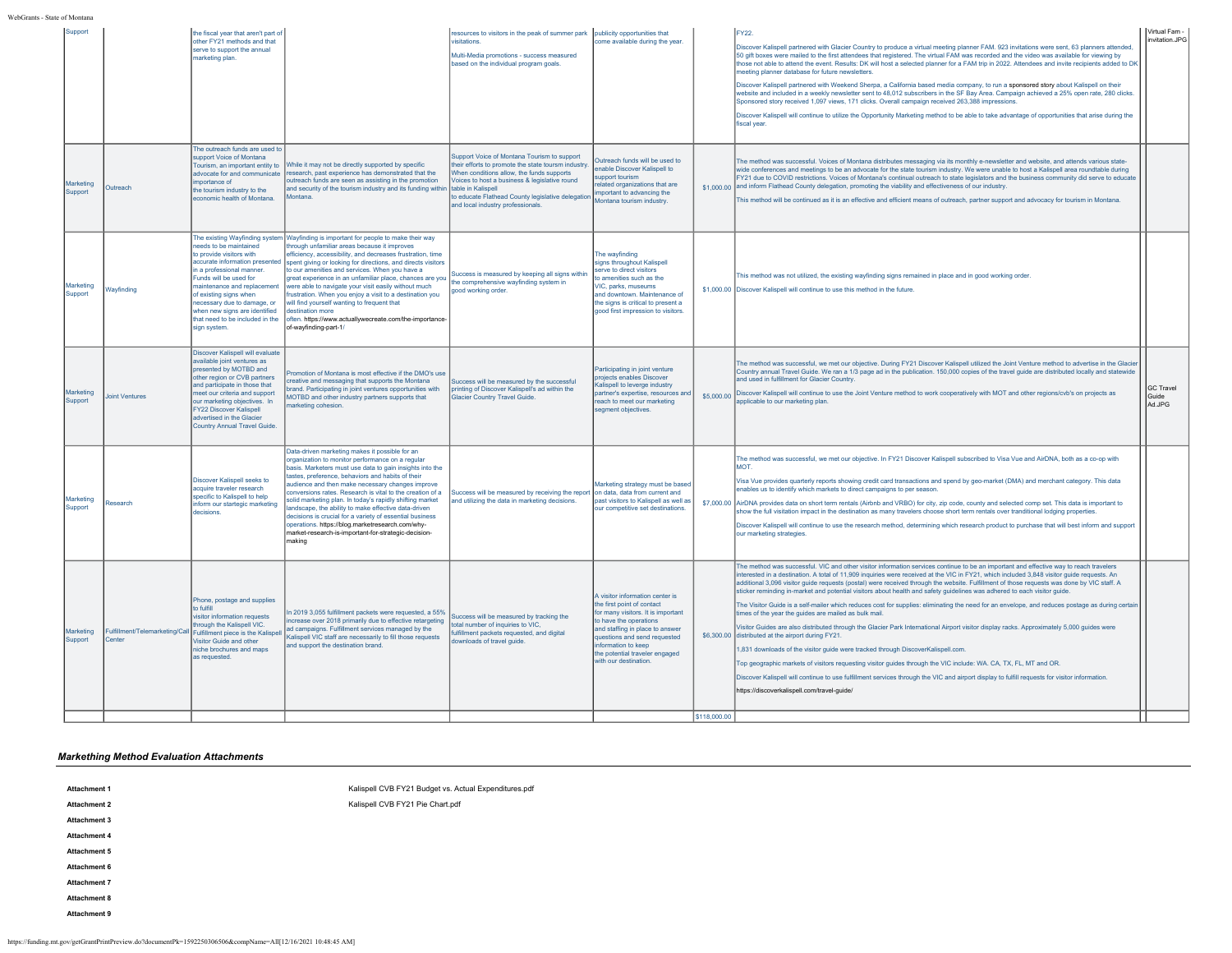| | | | | | | | | |
|---|---|---|---|---|---|---|---|---|
| Support | | the fiscal year that aren't part of other FY21 methods and that serve to support the annual marketing plan. | | resources to visitors in the peak of summer park visitations.<br><br>Multi-Media promotions - success measured based on the individual program goals. | publicity opportunities that come available during the year. | | FY22.<br><br>Discover Kalispell partnered with Glacier Country to produce a virtual meeting planner FAM. 923 invitations were sent, 63 planners attended, 50 gift boxes were mailed to the first attendees that registered. The virtual FAM was recorded and the video was available for viewing by those not able to attend the event. Results: DK will host a selected planner for a FAM trip in 2022. Attendees and invite recipients added to DK meeting planner database for future newsletters.<br><br>Discover Kalispell partnered with Weekend Sherpa, a California based media company, to run a sponsored story about Kalispell on their website and included in a weekly newsletter sent to 48,012 subscribers in the SF Bay Area. Campaign achieved a 25% open rate, 280 clicks. Sponsored story received 1,097 views, 171 clicks. Overall campaign received 263,388 impressions.<br><br>Discover Kalispell will continue to utilize the Opportunity Marketing method to be able to take advantage of opportunities that arise during the fiscal year. | Virtual Fam - invitation.JPG |
| Marketing Support | Outreach | The outreach funds are used to support Voice of Montana Tourism, an important entity to advocate for and communicate importance of the tourism industry to the economic health of Montana. | While it may not be directly supported by specific research, past experience has demonstrated that the outreach funds are seen as assisting in the promotion and security of the tourism industry and its funding within Montana. | Support Voice of Montana Tourism to support their efforts to promote the state tourism industry. When conditions allow, the funds supports Voices to host a business & legislative round table in Kalispell to educate Flathead County legislative delegation and local industry professionals. | Outreach funds will be used to enable Discover Kalispell to support tourism related organizations that are important to advancing the Montana tourism industry. | $1,000.00 | The method was successful. Voices of Montana distributes messaging via its monthly e-newsletter and website, and attends various state-wide conferences and meetings to be an advocate for the state tourism industry. We were unable to host a Kalispell area roundtable during FY21 due to COVID restrictions. Voices of Montana's continual outreach to state legislators and the business community did serve to educate and inform Flathead County delegation, promoting the viability and effectiveness of our industry.<br><br>This method will be continued as it is an effective and efficient means of outreach, partner support and advocacy for tourism in Montana. | |
| Marketing Support | Wayfinding | The existing Wayfinding system needs to be maintained to provide visitors with accurate information presented in a professional manner. Funds will be used for maintenance and replacement of existing signs when necessary due to damage, or when new signs are identified that need to be included in the sign system. | Wayfinding is important for people to make their way through unfamiliar areas because it improves efficiency, accessibility, and decreases frustration, time spent giving or looking for directions, and directs visitors to our amenities and services. When you have a great experience in an unfamiliar place, chances are you were able to navigate your visit easily without much frustration. When you enjoy a visit to a destination you will find yourself wanting to frequent that destination more often. https://www.actuallywecreate.com/the-importance-of-wayfinding-part-1/ | Success is measured by keeping all signs within the comprehensive wayfinding system in good working order. | The wayfinding signs throughout Kalispell serve to direct visitors to amenities such as the VIC, parks, museums and downtown. Maintenance of the signs is critical to present a good first impression to visitors. | $1,000.00 | This method was not utilized, the existing wayfinding signs remained in place and in good working order.<br><br>Discover Kalispell will continue to use this method in the future. | |
| Marketing Support | Joint Ventures | Discover Kalispell will evaluate available joint ventures as presented by MOTBD and other region or CVB partners and participate in those that meet our criteria and support our marketing objectives. In FY22 Discover Kalispell advertised in the Glacier Country Annual Travel Guide. | Promotion of Montana is most effective if the DMO's use creative and messaging that supports the Montana brand. Participating in joint ventures opportunities with MOTBD and other industry partners supports that marketing cohesion. | Success will be measured by the successful printing of Discover Kalispell's ad within the Glacier Country Travel Guide. | Participating in joint venture projects enables Discover Kalispell to leverge industry partner's expertise, resources and reach to meet our marketing segment objectives. | $5,000.00 | The method was successful, we met our objective. During FY21 Discover Kalispell utilized the Joint Venture method to advertise in the Glacier Country annual Travel Guide. We ran a 1/3 page ad in the publication. 150,000 copies of the travel guide are distributed locally and statewide and used in fulfillment for Glacier Country.<br><br>Discover Kalispell will continue to use the Joint Venture method to work cooperatively with MOT and other regions/cvb's on projects as applicable to our marketing plan. | GC Travel Guide Ad.JPG |
| Marketing Support | Research | Discover Kalispell seeks to acquire traveler research specific to Kalispell to help inform our startegic marketing decisions. | Data-driven marketing makes it possible for an organization to monitor performance on a regular basis. Marketers must use data to gain insights into the tastes, preference, behaviors and habits of their audience and then make necessary changes improve conversions rates. Research is vital to the creation of a solid marketing plan. In today's rapidly shifting market landscape, the ability to make effective data-driven decisions is crucial for a variety of essential business operations. https://blog.marketresearch.com/why-market-research-is-important-for-strategic-decision-making | Success will be measured by receiving the report and utilizing the data in marketing decisions. | Marketing strategy must be based on data, data from current and past visitors to Kalispell as well as our competitive set destinations. | $7,000.00 | The method was successful, we met our objective. In FY21 Discover Kalispell subscribed to Visa Vue and AirDNA, both as a co-op with MOT.<br><br>Visa Vue provides quarterly reports showing credit card transactions and spend by geo-market (DMA) and merchant category. This data enables us to identify which markets to direct campaigns to per season.<br><br>AirDNA provides data on short term rentals (Airbnb and VRBO) for city, zip code, county and selected comp set. This data is important to show the full visitation impact in the destination as many travelers choose short term rentals over tranditional lodging properties.<br><br>Discover Kalispell will continue to use the research method, determining which research product to purchase that will best inform and support our marketing strategies. | |
| Marketing Support | Fulfillment/Telemarketing/Call Center | Phone, postage and supplies to fulfill visitor information requests through the Kalispell VIC. Fulfillment piece is the Kalispell Visitor Guide and other niche brochures and maps as requested. | In 2019 3,055 fulfillment packets were requested, a 55% increase over 2018 primarily due to effective retargeting ad campaigns. Fulfillment services managed by the Kalispell VIC staff are necessarily to fill those requests and support the destination brand. | Success will be measured by tracking the total number of inquiries to VIC, fulfillment packets requested, and digital downloads of travel guide. | A visitor information center is the first point of contact for many visitors. It is important to have the operations and staffing in place to answer questions and send requested information to keep the potential traveler engaged with our destination. | $6,300.00 | The method was successful. VIC and other visitor information services continue to be an important and effective way to reach travelers interested in a destination. A total of 11,909 inquiries were received at the VIC in FY21, which included 3,848 visitor guide requests. An additional 3,096 visitor guide requests (postal) were received through the website. Fulfillment of those requests was done by VIC staff. A sticker reminding in-market and potential visitors about health and safety guidelines was adhered to each visitor guide.<br><br>The Visitor Guide is a self-mailer which reduces cost for supplies: eliminating the need for an envelope, and reduces postage as during certain times of the year the guides are mailed as bulk mail.<br><br>Visitor Guides are also distributed through the Glacier Park International Airport visitor display racks. Approximately 5,000 guides were distributed at the airport during FY21.<br><br>1,831 downloads of the visitor guide were tracked through DiscoverKalispell.com.<br><br>Top geographic markets of visitors requesting visitor guides through the VIC include: WA. CA, TX, FL, MT and OR.<br><br>Discover Kalispell will continue to use fulfillment services through the VIC and airport display to fulfill requests for visitor information.<br><br>https://discoverkalispell.com/travel-guide/ | |
| | | | | | | $118,000.00 | | |

### *Markething Method Evaluation Attachments*

| | |
|---|---|
| **Attachment 1** | Kalispell CVB FY21 Budget vs. Actual Expenditures.pdf |
| **Attachment 2** | Kalispell CVB FY21 Pie Chart.pdf |
| **Attachment 3** | |
| **Attachment 4** | |
| **Attachment 5** | |
| **Attachment 6** | |
| **Attachment 7** | |
| **Attachment 8** | |
| **Attachment 9** | |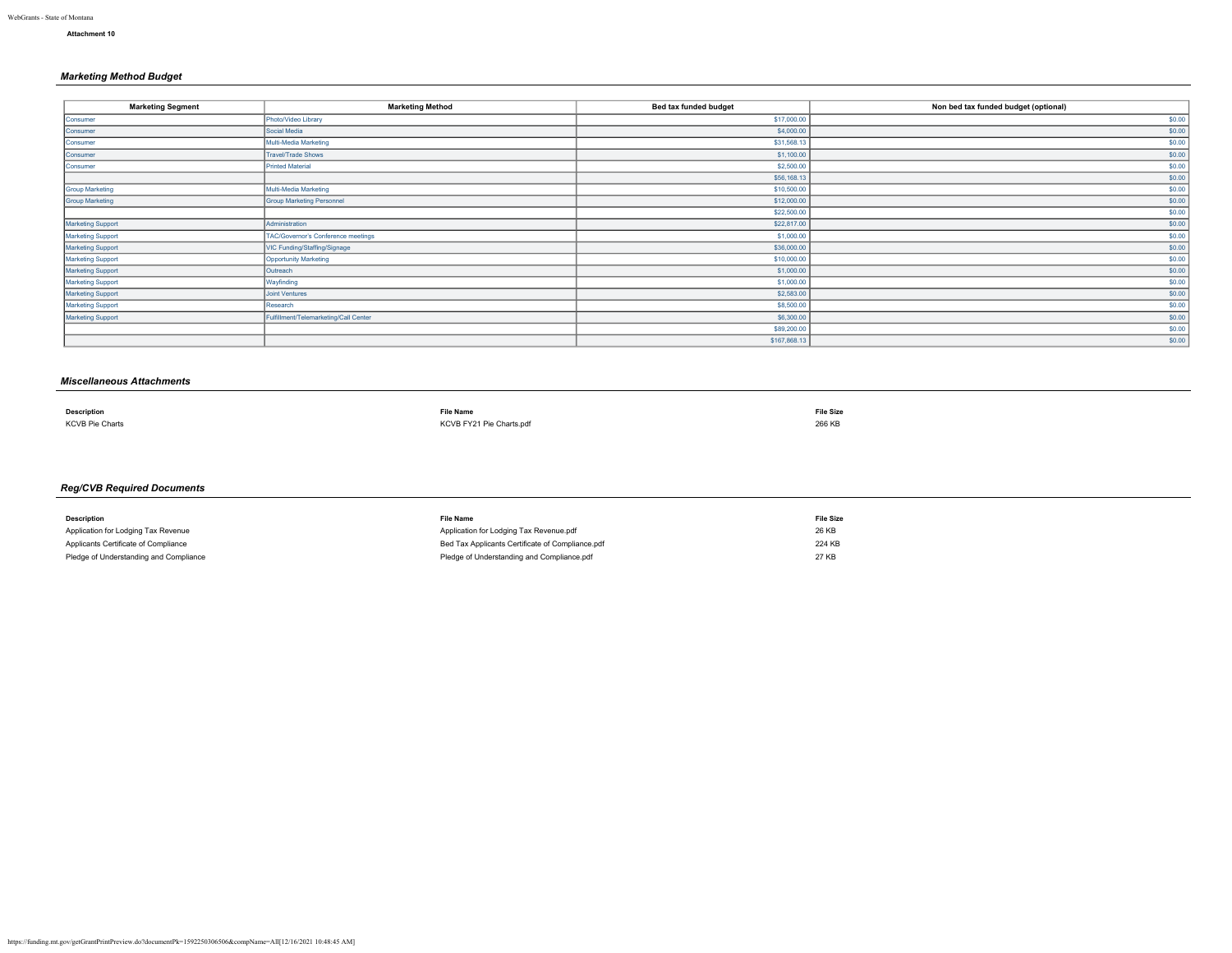**Attachment 10**

## *Marketing Method Budget*

| Marketing Segment | Marketing Method | Bed tax funded budget | Non bed tax funded budget (optional) |
|---|---|---|---|
| Consumer | Photo/Video Library | $17,000.00 | $0.00 |
| Consumer | Social Media | $4,000.00 | $0.00 |
| Consumer | Multi-Media Marketing | $31,568.13 | $0.00 |
| Consumer | Travel/Trade Shows | $1,100.00 | $0.00 |
| Consumer | Printed Material | $2,500.00 | $0.00 |
| | | $56,168.13 | $0.00 |
| Group Marketing | Multi-Media Marketing | $10,500.00 | $0.00 |
| Group Marketing | Group Marketing Personnel | $12,000.00 | $0.00 |
| | | $22,500.00 | $0.00 |
| Marketing Support | Administration | $22,817.00 | $0.00 |
| Marketing Support | TAC/Governor's Conference meetings | $1,000.00 | $0.00 |
| Marketing Support | VIC Funding/Staffing/Signage | $36,000.00 | $0.00 |
| Marketing Support | Opportunity Marketing | $10,000.00 | $0.00 |
| Marketing Support | Outreach | $1,000.00 | $0.00 |
| Marketing Support | Wayfinding | $1,000.00 | $0.00 |
| Marketing Support | Joint Ventures | $2,583.00 | $0.00 |
| Marketing Support | Research | $8,500.00 | $0.00 |
| Marketing Support | Fulfillment/Telemarketing/Call Center | $6,300.00 | $0.00 |
| | | $89,200.00 | $0.00 |
| | | $167,868.13 | $0.00 |

## *Miscellaneous Attachments*

| Description | File Name | File Size |
|---|---|---|
| KCVB Pie Charts | KCVB FY21 Pie Charts.pdf | 266 KB |

## *Reg/CVB Required Documents*

| Description | File Name | File Size |
|---|---|---|
| Application for Lodging Tax Revenue | Application for Lodging Tax Revenue.pdf | 26 KB |
| Applicants Certificate of Compliance | Bed Tax Applicants Certificate of Compliance.pdf | 224 KB |
| Pledge of Understanding and Compliance | Pledge of Understanding and Compliance.pdf | 27 KB |